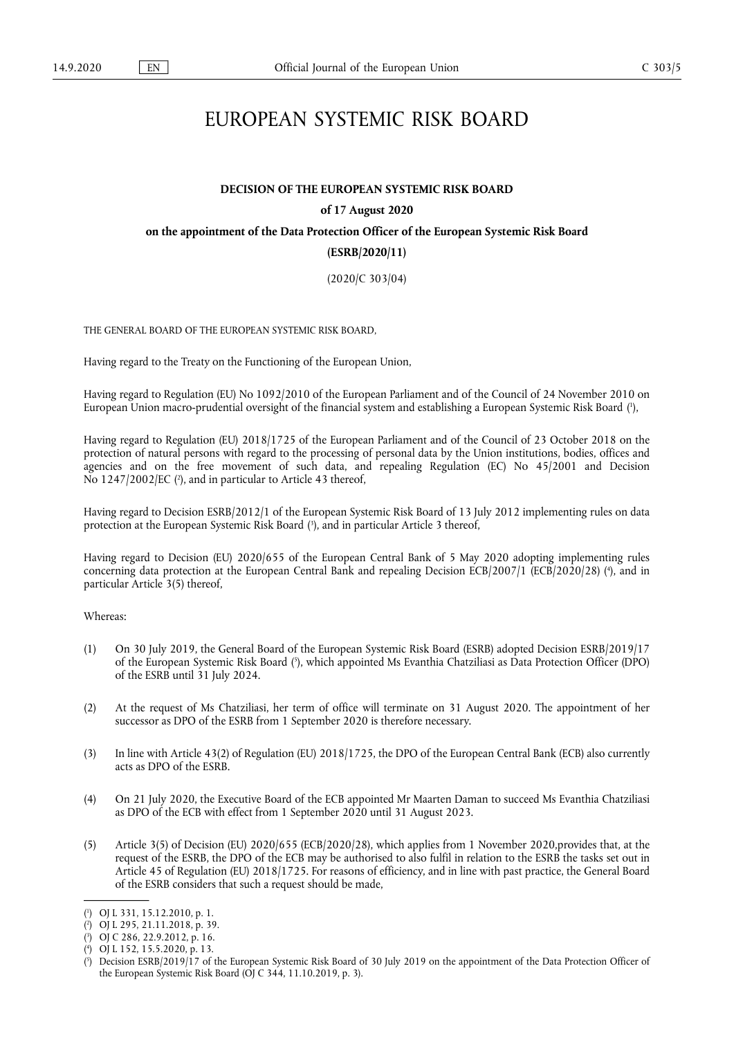# EUROPEAN SYSTEMIC RISK BOARD

**DECISION OF THE EUROPEAN SYSTEMIC RISK BOARD**

**of 17 August 2020**

**on the appointment of the Data Protection Officer of the European Systemic Risk Board**

**(ESRB/2020/11)**

(2020/C 303/04)

THE GENERAL BOARD OF THE EUROPEAN SYSTEMIC RISK BOARD,

Having regard to the Treaty on the Functioning of the European Union,

Having regard to Regulation (EU) No 1092/2010 of the European Parliament and of the Council of 24 November 2010 on European Union macro-prudential oversight of the financial system and establishing a European Systemic Risk Board ([1]),

Having regard to Regulation (EU) 2018/1725 of the European Parliament and of the Council of 23 October 2018 on the protection of natural persons with regard to the processing of personal data by the Union institutions, bodies, offices and agencies and on the free movement of such data, and repealing Regulation (EC) No 45/2001 and Decision No 1247/2002/EC ([2]), and in particular to Article 43 thereof,

Having regard to Decision ESRB/2012/1 of the European Systemic Risk Board of 13 July 2012 implementing rules on data protection at the European Systemic Risk Board ([3]), and in particular Article 3 thereof,

Having regard to Decision (EU) 2020/655 of the European Central Bank of 5 May 2020 adopting implementing rules concerning data protection at the European Central Bank and repealing Decision ECB/2007/1 (ECB/2020/28) ([4]), and in particular Article 3(5) thereof,

Whereas:

(1) On 30 July 2019, the General Board of the European Systemic Risk Board (ESRB) adopted Decision ESRB/2019/17 of the European Systemic Risk Board ([5]), which appointed Ms Evanthia Chatziliasi as Data Protection Officer (DPO) of the ESRB until 31 July 2024.

(2) At the request of Ms Chatziliasi, her term of office will terminate on 31 August 2020. The appointment of her successor as DPO of the ESRB from 1 September 2020 is therefore necessary.

(3) In line with Article 43(2) of Regulation (EU) 2018/1725, the DPO of the European Central Bank (ECB) also currently acts as DPO of the ESRB.

(4) On 21 July 2020, the Executive Board of the ECB appointed Mr Maarten Daman to succeed Ms Evanthia Chatziliasi as DPO of the ECB with effect from 1 September 2020 until 31 August 2023.

(5) Article 3(5) of Decision (EU) 2020/655 (ECB/2020/28), which applies from 1 November 2020,provides that, at the request of the ESRB, the DPO of the ECB may be authorised to also fulfil in relation to the ESRB the tasks set out in Article 45 of Regulation (EU) 2018/1725. For reasons of efficiency, and in line with past practice, the General Board of the ESRB considers that such a request should be made,

---

([1]) OJ L 331, 15.12.2010, p. 1.

([2]) OJ L 295, 21.11.2018, p. 39.

([3]) OJ C 286, 22.9.2012, p. 16.

([4]) OJ L 152, 15.5.2020, p. 13.

([5]) Decision ESRB/2019/17 of the European Systemic Risk Board of 30 July 2019 on the appointment of the Data Protection Officer of the European Systemic Risk Board (OJ C 344, 11.10.2019, p. 3).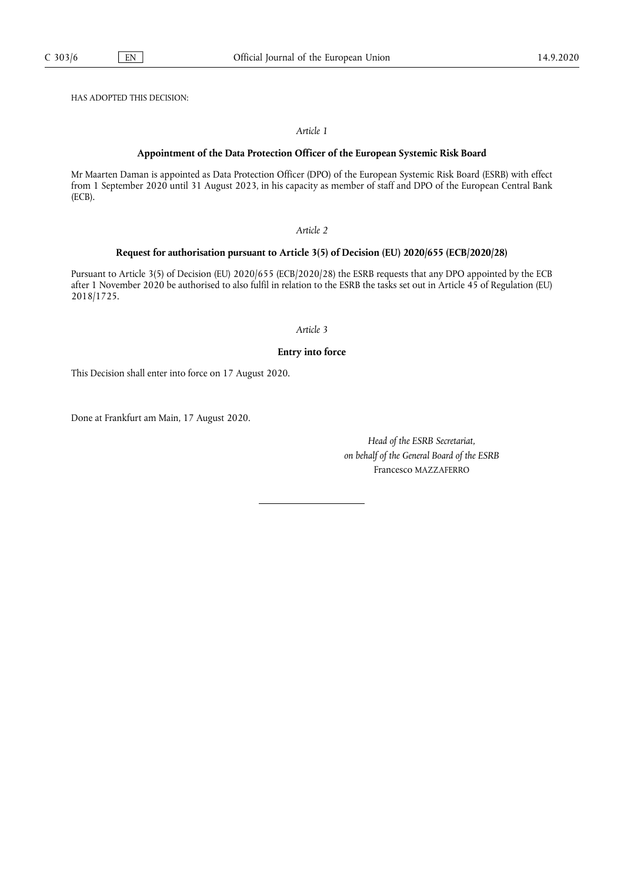HAS ADOPTED THIS DECISION:

*Article 1*

**Appointment of the Data Protection Officer of the European Systemic Risk Board**

Mr Maarten Daman is appointed as Data Protection Officer (DPO) of the European Systemic Risk Board (ESRB) with effect from 1 September 2020 until 31 August 2023, in his capacity as member of staff and DPO of the European Central Bank (ECB).

*Article 2*

**Request for authorisation pursuant to Article 3(5) of Decision (EU) 2020/655 (ECB/2020/28)**

Pursuant to Article 3(5) of Decision (EU) 2020/655 (ECB/2020/28) the ESRB requests that any DPO appointed by the ECB after 1 November 2020 be authorised to also fulfil in relation to the ESRB the tasks set out in Article 45 of Regulation (EU) 2018/1725.

*Article 3*

**Entry into force**

This Decision shall enter into force on 17 August 2020.

Done at Frankfurt am Main, 17 August 2020.

*Head of the ESRB Secretariat,*
*on behalf of the General Board of the ESRB*
Francesco MAZZAFERRO